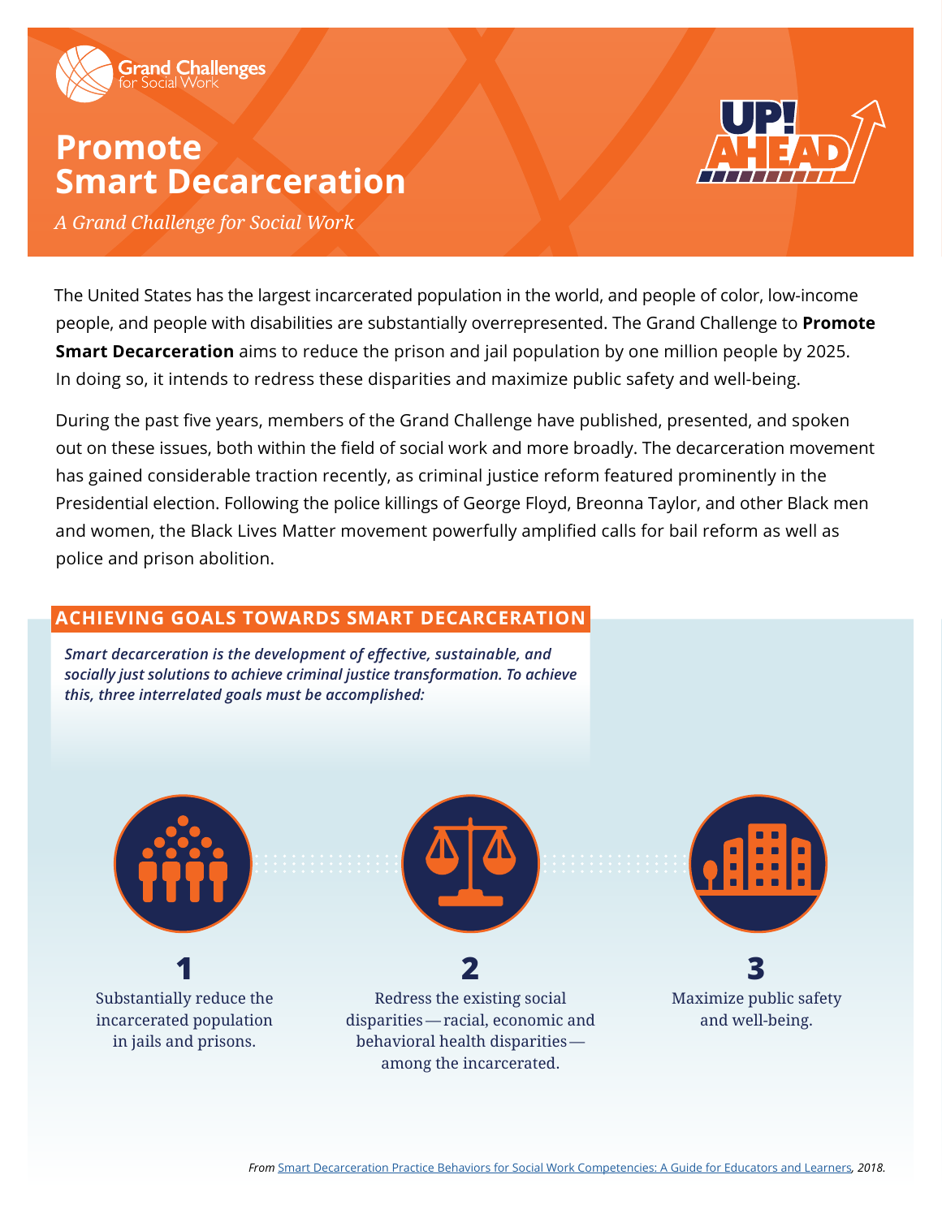Grand Challenges for Social Work

# Promote Smart Decarceration

*A Grand Challenge for Social Work*

UP! AHEAD

The United States has the largest incarcerated population in the world, and people of color, low-income people, and people with disabilities are substantially overrepresented. The Grand Challenge to **Promote Smart Decarceration** aims to reduce the prison and jail population by one million people by 2025. In doing so, it intends to redress these disparities and maximize public safety and well-being.

During the past five years, members of the Grand Challenge have published, presented, and spoken out on these issues, both within the field of social work and more broadly. The decarceration movement has gained considerable traction recently, as criminal justice reform featured prominently in the Presidential election. Following the police killings of George Floyd, Breonna Taylor, and other Black men and women, the Black Lives Matter movement powerfully amplified calls for bail reform as well as police and prison abolition.

## ACHIEVING GOALS TOWARDS SMART DECARCERATION

***Smart decarceration is the development of effective, sustainable, and socially just solutions to achieve criminal justice transformation. To achieve this, three interrelated goals must be accomplished:***

**1**

Substantially reduce the incarcerated population in jails and prisons.

**2**

Redress the existing social disparities — racial, economic and behavioral health disparities — among the incarcerated.

**3**

Maximize public safety and well-being.

*From* Smart Decarceration Practice Behaviors for Social Work Competencies: A Guide for Educators and Learners*, 2018.*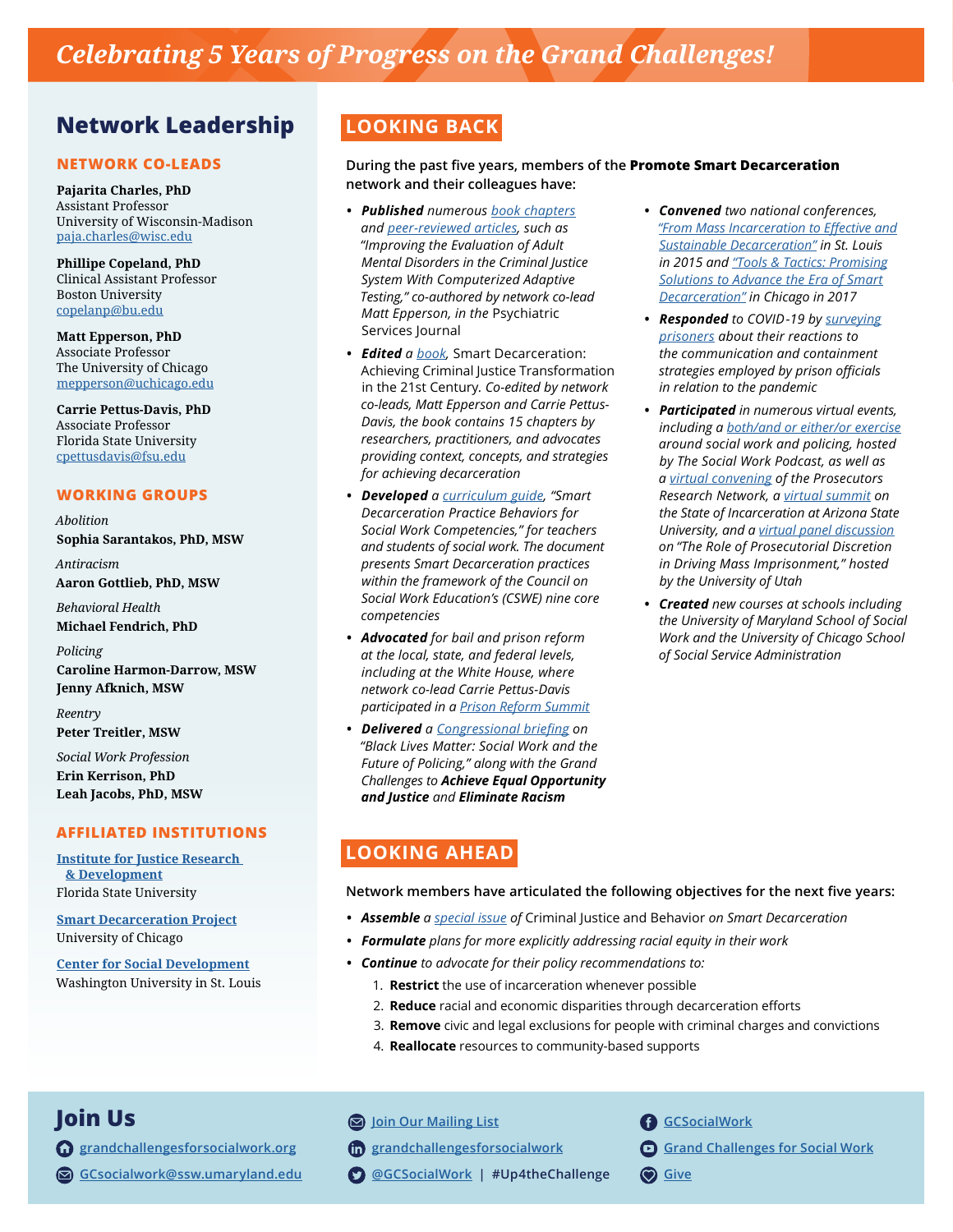# Celebrating 5 Years of Progress on the Grand Challenges!

## Network Leadership

### NETWORK CO-LEADS

**Pajarita Charles, PhD**
Assistant Professor
University of Wisconsin-Madison
paja.charles@wisc.edu

**Phillipe Copeland, PhD**
Clinical Assistant Professor
Boston University
copelanp@bu.edu

**Matt Epperson, PhD**
Associate Professor
The University of Chicago
mepperson@uchicago.edu

**Carrie Pettus-Davis, PhD**
Associate Professor
Florida State University
cpettusdavis@fsu.edu

### WORKING GROUPS

*Abolition*
**Sophia Sarantakos, PhD, MSW**

*Antiracism*
**Aaron Gottlieb, PhD, MSW**

*Behavioral Health*
**Michael Fendrich, PhD**

*Policing*
**Caroline Harmon-Darrow, MSW**
**Jenny Afknich, MSW**

*Reentry*
**Peter Treitler, MSW**

*Social Work Profession*
**Erin Kerrison, PhD**
**Leah Jacobs, PhD, MSW**

### AFFILIATED INSTITUTIONS

**Institute for Justice Research & Development**
Florida State University

**Smart Decarceration Project**
University of Chicago

**Center for Social Development**
Washington University in St. Louis

## LOOKING BACK

During the past five years, members of the **Promote Smart Decarceration** network and their colleagues have:

- ***Published*** *numerous book chapters and peer-reviewed articles, such as "Improving the Evaluation of Adult Mental Disorders in the Criminal Justice System With Computerized Adaptive Testing," co-authored by network co-lead Matt Epperson, in the* Psychiatric Services Journal
- ***Edited*** *a book,* Smart Decarceration: Achieving Criminal Justice Transformation in the 21st Century. *Co-edited by network co-leads, Matt Epperson and Carrie Pettus-Davis, the book contains 15 chapters by researchers, practitioners, and advocates providing context, concepts, and strategies for achieving decarceration*
- ***Developed*** *a curriculum guide, "Smart Decarceration Practice Behaviors for Social Work Competencies," for teachers and students of social work. The document presents Smart Decarceration practices within the framework of the Council on Social Work Education's (CSWE) nine core competencies*
- ***Advocated*** *for bail and prison reform at the local, state, and federal levels, including at the White House, where network co-lead Carrie Pettus-Davis participated in a Prison Reform Summit*
- ***Delivered*** *a Congressional briefing on "Black Lives Matter: Social Work and the Future of Policing," along with the Grand Challenges to* ***Achieve Equal Opportunity and Justice*** *and* ***Eliminate Racism***
- ***Convened*** *two national conferences, "From Mass Incarceration to Effective and Sustainable Decarceration" in St. Louis in 2015 and "Tools & Tactics: Promising Solutions to Advance the Era of Smart Decarceration" in Chicago in 2017*
- ***Responded*** *to COVID-19 by surveying prisoners about their reactions to the communication and containment strategies employed by prison officials in relation to the pandemic*
- ***Participated*** *in numerous virtual events, including a both/and or either/or exercise around social work and policing, hosted by The Social Work Podcast, as well as a virtual convening of the Prosecutors Research Network, a virtual summit on the State of Incarceration at Arizona State University, and a virtual panel discussion on "The Role of Prosecutorial Discretion in Driving Mass Imprisonment," hosted by the University of Utah*
- ***Created*** *new courses at schools including the University of Maryland School of Social Work and the University of Chicago School of Social Service Administration*

## LOOKING AHEAD

Network members have articulated the following objectives for the next five years:

- ***Assemble*** *a special issue of* Criminal Justice and Behavior *on Smart Decarceration*
- ***Formulate*** *plans for more explicitly addressing racial equity in their work*
- ***Continue*** *to advocate for their policy recommendations to:*
  1. **Restrict** the use of incarceration whenever possible
  2. **Reduce** racial and economic disparities through decarceration efforts
  3. **Remove** civic and legal exclusions for people with criminal charges and convictions
  4. **Reallocate** resources to community-based supports

## Join Us

grandchallengesforsocialwork.org
GCsocialwork@ssw.umaryland.edu
Join Our Mailing List
grandchallengesforsocialwork
@GCSocialWork | #Up4theChallenge
GCSocialWork
Grand Challenges for Social Work
Give